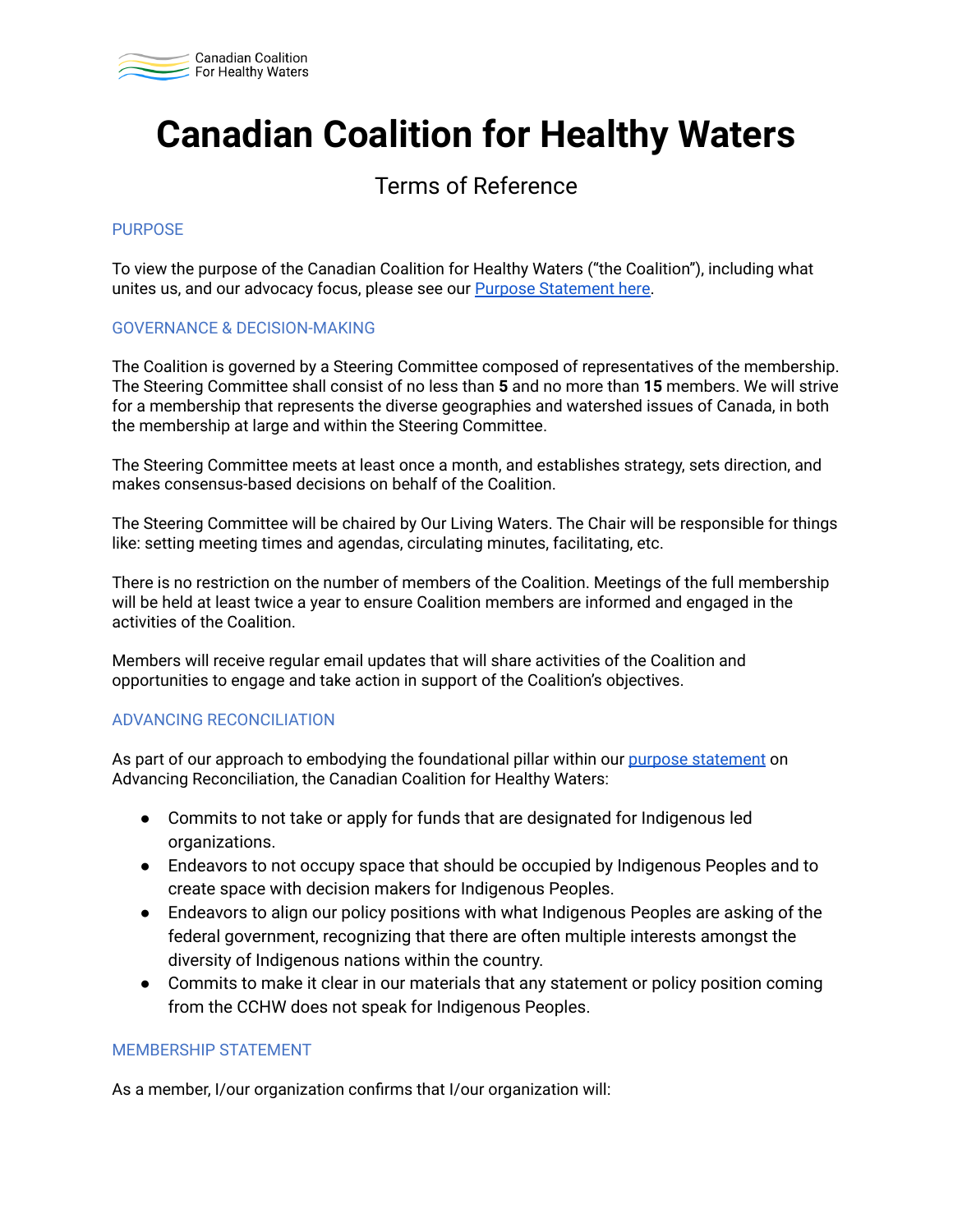# Canadian Coalition for Healthy Waters

## Terms of Reference

### PURPOSE

To view the purpose of the Canadian Coalition for Healthy Waters ("the Coalition"), including what unites us, and our advocacy focus, please see our Purpose Statement here.

### GOVERNANCE & DECISION-MAKING

The Coalition is governed by a Steering Committee composed of representatives of the membership. The Steering Committee shall consist of no less than **5** and no more than **15** members. We will strive for a membership that represents the diverse geographies and watershed issues of Canada, in both the membership at large and within the Steering Committee.

The Steering Committee meets at least once a month, and establishes strategy, sets direction, and makes consensus-based decisions on behalf of the Coalition.

The Steering Committee will be chaired by Our Living Waters. The Chair will be responsible for things like: setting meeting times and agendas, circulating minutes, facilitating, etc.

There is no restriction on the number of members of the Coalition. Meetings of the full membership will be held at least twice a year to ensure Coalition members are informed and engaged in the activities of the Coalition.

Members will receive regular email updates that will share activities of the Coalition and opportunities to engage and take action in support of the Coalition's objectives.

### ADVANCING RECONCILIATION

As part of our approach to embodying the foundational pillar within our purpose statement on Advancing Reconciliation, the Canadian Coalition for Healthy Waters:

- Commits to not take or apply for funds that are designated for Indigenous led organizations.
- Endeavors to not occupy space that should be occupied by Indigenous Peoples and to create space with decision makers for Indigenous Peoples.
- Endeavors to align our policy positions with what Indigenous Peoples are asking of the federal government, recognizing that there are often multiple interests amongst the diversity of Indigenous nations within the country.
- Commits to make it clear in our materials that any statement or policy position coming from the CCHW does not speak for Indigenous Peoples.

### MEMBERSHIP STATEMENT

As a member, I/our organization confirms that I/our organization will: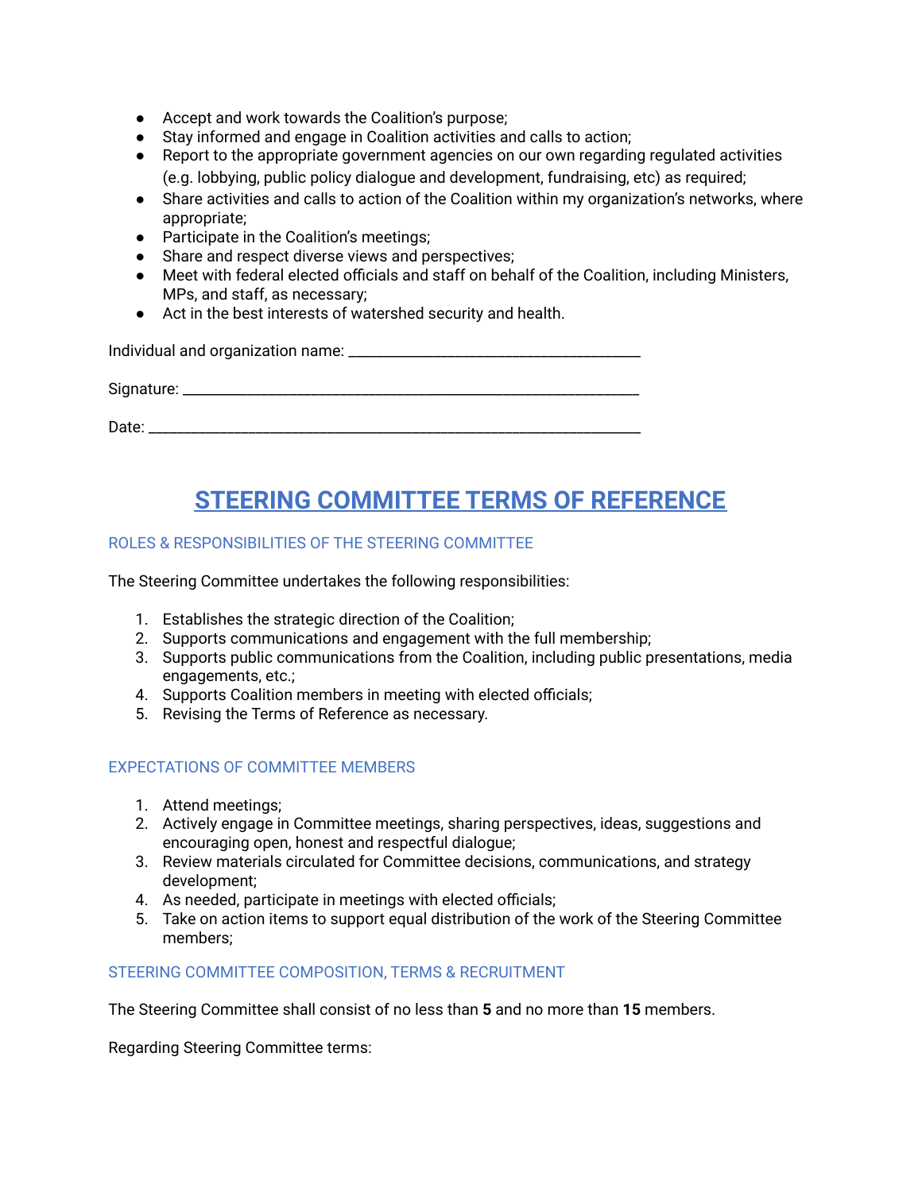- Accept and work towards the Coalition's purpose;
- Stay informed and engage in Coalition activities and calls to action;
- Report to the appropriate government agencies on our own regarding regulated activities (e.g. lobbying, public policy dialogue and development, fundraising, etc) as required;
- Share activities and calls to action of the Coalition within my organization's networks, where appropriate;
- Participate in the Coalition's meetings;
- Share and respect diverse views and perspectives;
- Meet with federal elected officials and staff on behalf of the Coalition, including Ministers, MPs, and staff, as necessary;
- Act in the best interests of watershed security and health.

Individual and organization name: ______________________________________

Signature: ______________________________________________________________

Date: __________________________________________________________________

# STEERING COMMITTEE TERMS OF REFERENCE

## ROLES & RESPONSIBILITIES OF THE STEERING COMMITTEE

The Steering Committee undertakes the following responsibilities:

1. Establishes the strategic direction of the Coalition;
2. Supports communications and engagement with the full membership;
3. Supports public communications from the Coalition, including public presentations, media engagements, etc.;
4. Supports Coalition members in meeting with elected officials;
5. Revising the Terms of Reference as necessary.

## EXPECTATIONS OF COMMITTEE MEMBERS

1. Attend meetings;
2. Actively engage in Committee meetings, sharing perspectives, ideas, suggestions and encouraging open, honest and respectful dialogue;
3. Review materials circulated for Committee decisions, communications, and strategy development;
4. As needed, participate in meetings with elected officials;
5. Take on action items to support equal distribution of the work of the Steering Committee members;

## STEERING COMMITTEE COMPOSITION, TERMS & RECRUITMENT

The Steering Committee shall consist of no less than **5** and no more than **15** members.

Regarding Steering Committee terms: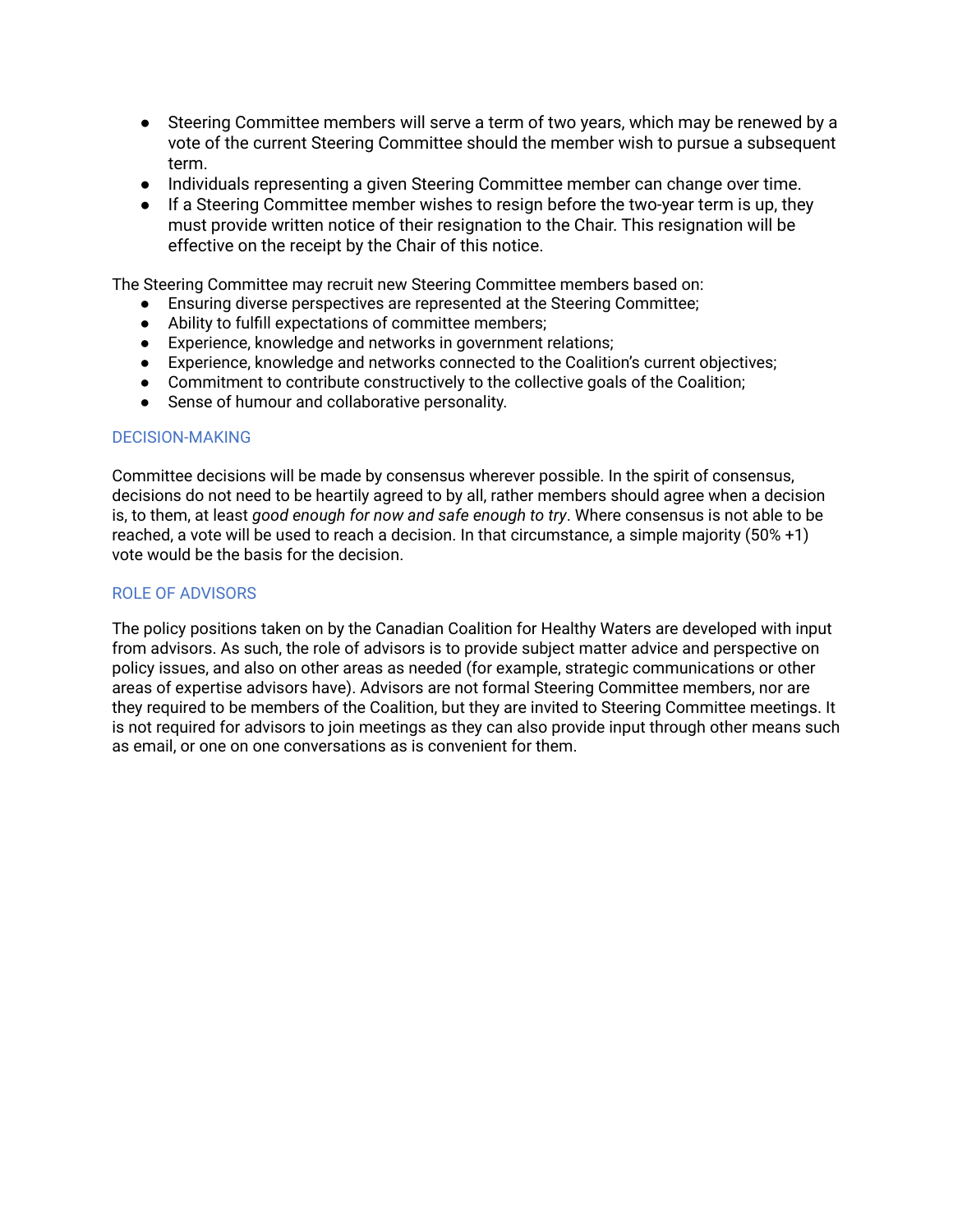- Steering Committee members will serve a term of two years, which may be renewed by a vote of the current Steering Committee should the member wish to pursue a subsequent term.
- Individuals representing a given Steering Committee member can change over time.
- If a Steering Committee member wishes to resign before the two-year term is up, they must provide written notice of their resignation to the Chair. This resignation will be effective on the receipt by the Chair of this notice.

The Steering Committee may recruit new Steering Committee members based on:

- Ensuring diverse perspectives are represented at the Steering Committee;
- Ability to fulfill expectations of committee members;
- Experience, knowledge and networks in government relations;
- Experience, knowledge and networks connected to the Coalition's current objectives;
- Commitment to contribute constructively to the collective goals of the Coalition;
- Sense of humour and collaborative personality.

## DECISION-MAKING

Committee decisions will be made by consensus wherever possible. In the spirit of consensus, decisions do not need to be heartily agreed to by all, rather members should agree when a decision is, to them, at least *good enough for now and safe enough to try*. Where consensus is not able to be reached, a vote will be used to reach a decision. In that circumstance, a simple majority (50% +1) vote would be the basis for the decision.

## ROLE OF ADVISORS

The policy positions taken on by the Canadian Coalition for Healthy Waters are developed with input from advisors. As such, the role of advisors is to provide subject matter advice and perspective on policy issues, and also on other areas as needed (for example, strategic communications or other areas of expertise advisors have). Advisors are not formal Steering Committee members, nor are they required to be members of the Coalition, but they are invited to Steering Committee meetings. It is not required for advisors to join meetings as they can also provide input through other means such as email, or one on one conversations as is convenient for them.